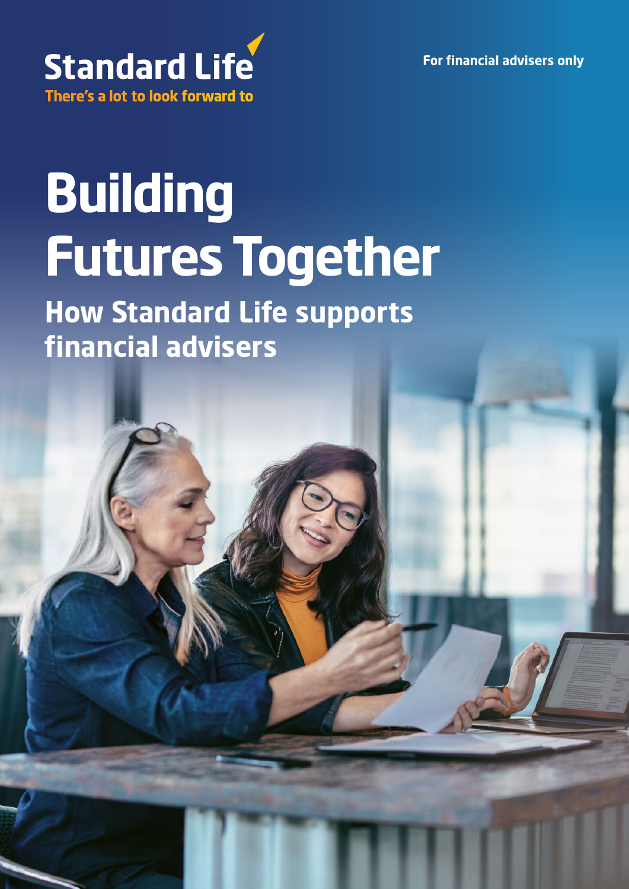Standard Life

There's a lot to look forward to

**For financial advisers only**

# Building Futures Together

## How Standard Life supports financial advisers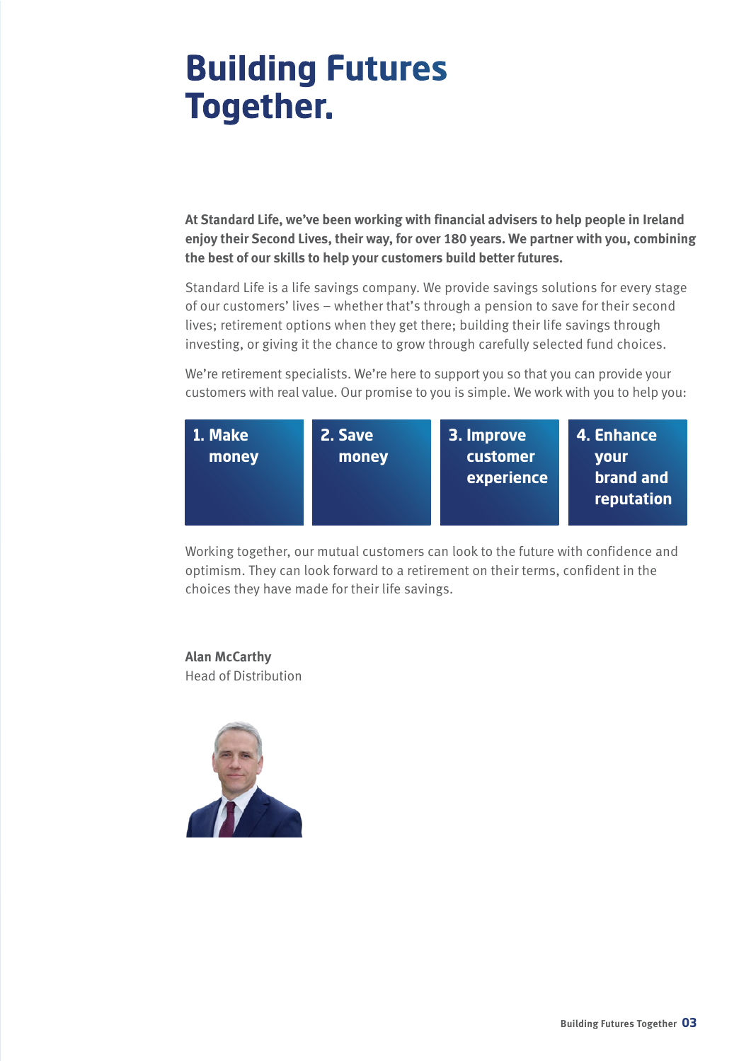# Building Futures Together.

**At Standard Life, we've been working with financial advisers to help people in Ireland enjoy their Second Lives, their way, for over 180 years. We partner with you, combining the best of our skills to help your customers build better futures.**

Standard Life is a life savings company. We provide savings solutions for every stage of our customers' lives – whether that's through a pension to save for their second lives; retirement options when they get there; building their life savings through investing, or giving it the chance to grow through carefully selected fund choices.

We're retirement specialists. We're here to support you so that you can provide your customers with real value. Our promise to you is simple. We work with you to help you:

1. **Make money**
2. **Save money**
3. **Improve customer experience**
4. **Enhance your brand and reputation**

Working together, our mutual customers can look to the future with confidence and optimism. They can look forward to a retirement on their terms, confident in the choices they have made for their life savings.

**Alan McCarthy**
Head of Distribution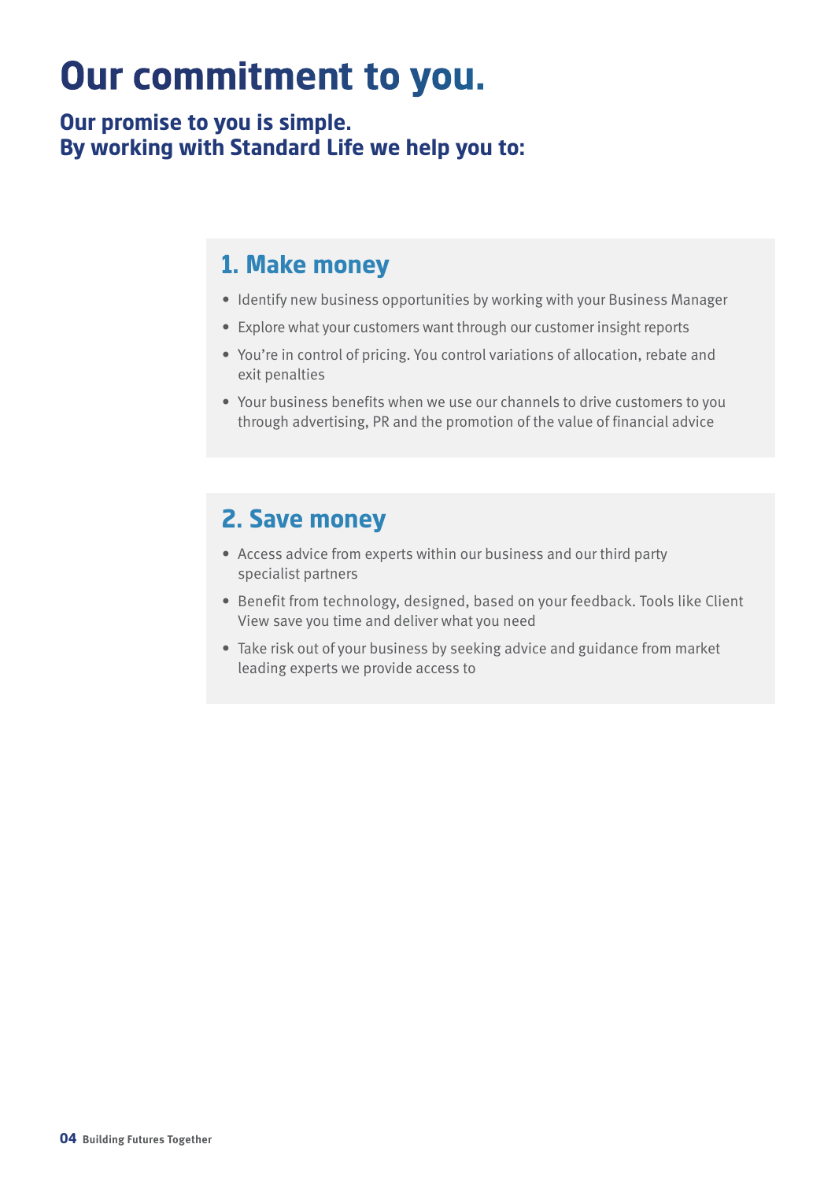# Our commitment to you.

**Our promise to you is simple.**
**By working with Standard Life we help you to:**

## 1. Make money

- Identify new business opportunities by working with your Business Manager
- Explore what your customers want through our customer insight reports
- You're in control of pricing. You control variations of allocation, rebate and exit penalties
- Your business benefits when we use our channels to drive customers to you through advertising, PR and the promotion of the value of financial advice

## 2. Save money

- Access advice from experts within our business and our third party specialist partners
- Benefit from technology, designed, based on your feedback. Tools like Client View save you time and deliver what you need
- Take risk out of your business by seeking advice and guidance from market leading experts we provide access to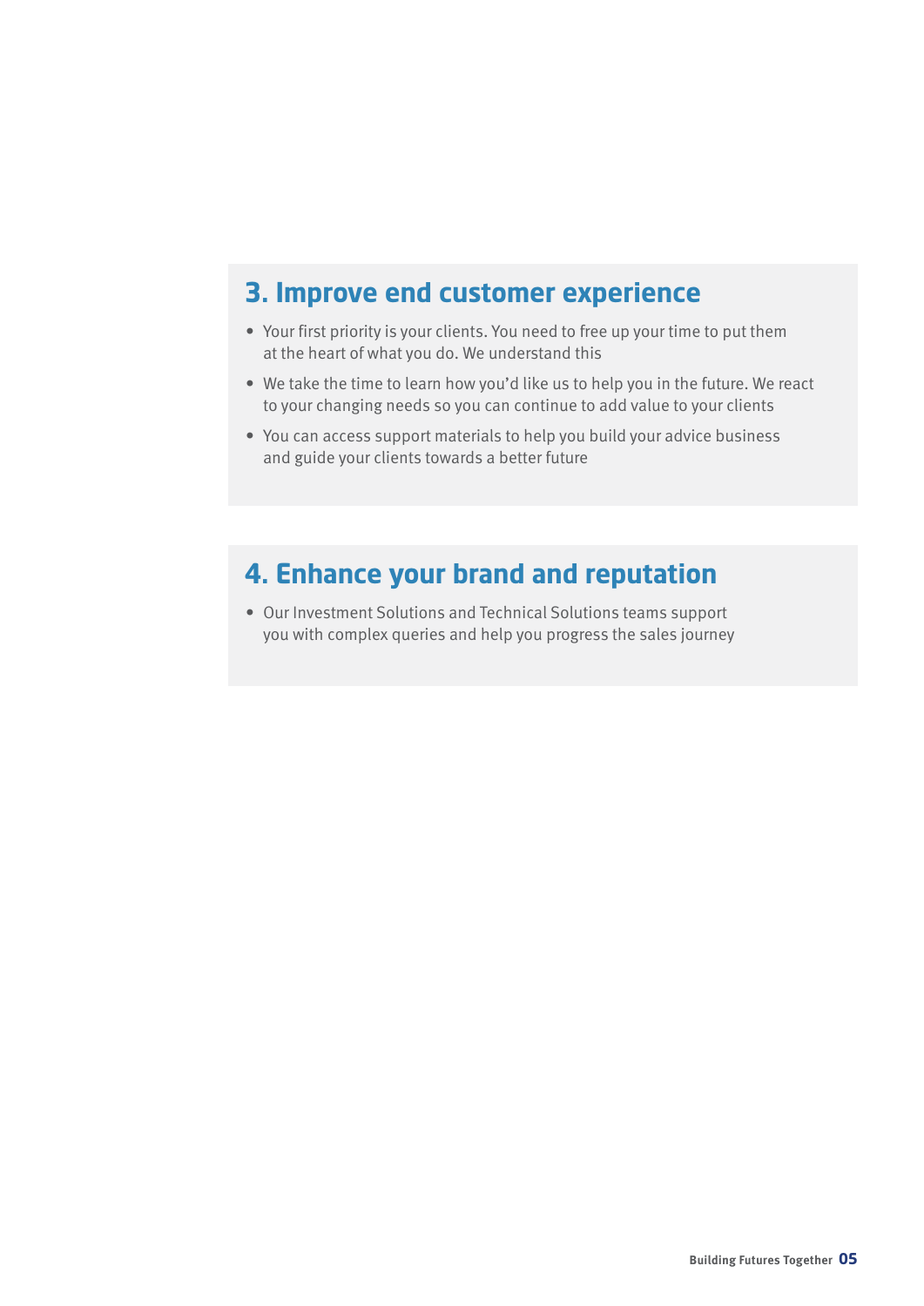## 3. Improve end customer experience

- Your first priority is your clients. You need to free up your time to put them at the heart of what you do. We understand this
- We take the time to learn how you'd like us to help you in the future. We react to your changing needs so you can continue to add value to your clients
- You can access support materials to help you build your advice business and guide your clients towards a better future

## 4. Enhance your brand and reputation

- Our Investment Solutions and Technical Solutions teams support you with complex queries and help you progress the sales journey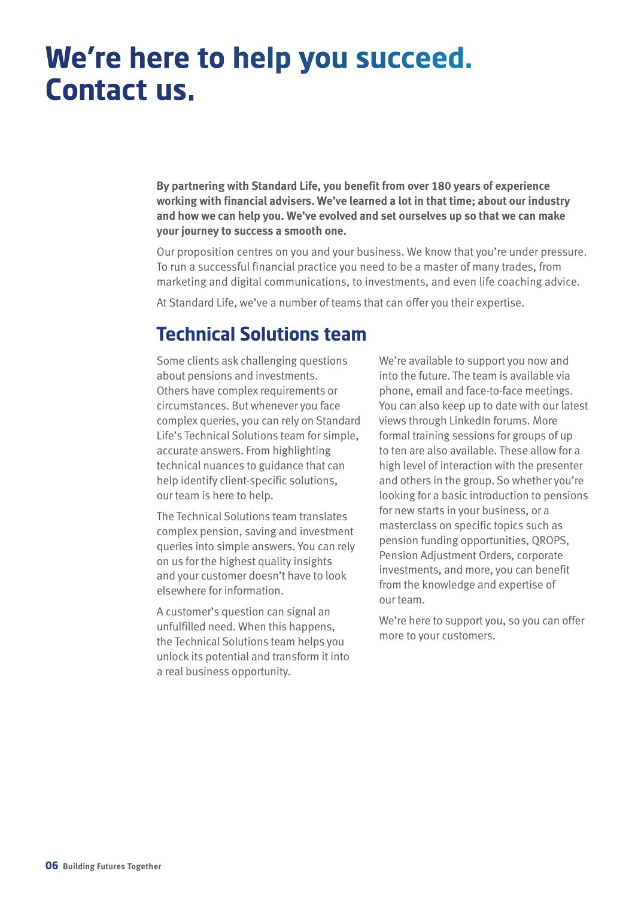# We're here to help you succeed. Contact us.

**By partnering with Standard Life, you benefit from over 180 years of experience working with financial advisers. We've learned a lot in that time; about our industry and how we can help you. We've evolved and set ourselves up so that we can make your journey to success a smooth one.**

Our proposition centres on you and your business. We know that you're under pressure. To run a successful financial practice you need to be a master of many trades, from marketing and digital communications, to investments, and even life coaching advice.

At Standard Life, we've a number of teams that can offer you their expertise.

## Technical Solutions team

Some clients ask challenging questions about pensions and investments. Others have complex requirements or circumstances. But whenever you face complex queries, you can rely on Standard Life's Technical Solutions team for simple, accurate answers. From highlighting technical nuances to guidance that can help identify client-specific solutions, our team is here to help.

The Technical Solutions team translates complex pension, saving and investment queries into simple answers. You can rely on us for the highest quality insights and your customer doesn't have to look elsewhere for information.

A customer's question can signal an unfulfilled need. When this happens, the Technical Solutions team helps you unlock its potential and transform it into a real business opportunity.

We're available to support you now and into the future. The team is available via phone, email and face-to-face meetings. You can also keep up to date with our latest views through LinkedIn forums. More formal training sessions for groups of up to ten are also available. These allow for a high level of interaction with the presenter and others in the group. So whether you're looking for a basic introduction to pensions for new starts in your business, or a masterclass on specific topics such as pension funding opportunities, QROPS, Pension Adjustment Orders, corporate investments, and more, you can benefit from the knowledge and expertise of our team.

We're here to support you, so you can offer more to your customers.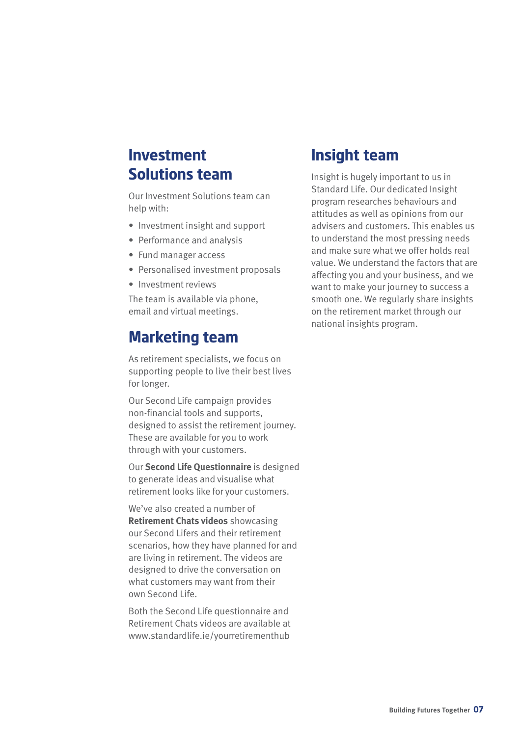## Investment Solutions team

Our Investment Solutions team can help with:

- Investment insight and support
- Performance and analysis
- Fund manager access
- Personalised investment proposals
- Investment reviews

The team is available via phone, email and virtual meetings.

## Marketing team

As retirement specialists, we focus on supporting people to live their best lives for longer.

Our Second Life campaign provides non-financial tools and supports, designed to assist the retirement journey. These are available for you to work through with your customers.

Our **Second Life Questionnaire** is designed to generate ideas and visualise what retirement looks like for your customers.

We've also created a number of **Retirement Chats videos** showcasing our Second Lifers and their retirement scenarios, how they have planned for and are living in retirement. The videos are designed to drive the conversation on what customers may want from their own Second Life.

Both the Second Life questionnaire and Retirement Chats videos are available at www.standardlife.ie/yourretirementhub

## Insight team

Insight is hugely important to us in Standard Life. Our dedicated Insight program researches behaviours and attitudes as well as opinions from our advisers and customers. This enables us to understand the most pressing needs and make sure what we offer holds real value. We understand the factors that are affecting you and your business, and we want to make your journey to success a smooth one. We regularly share insights on the retirement market through our national insights program.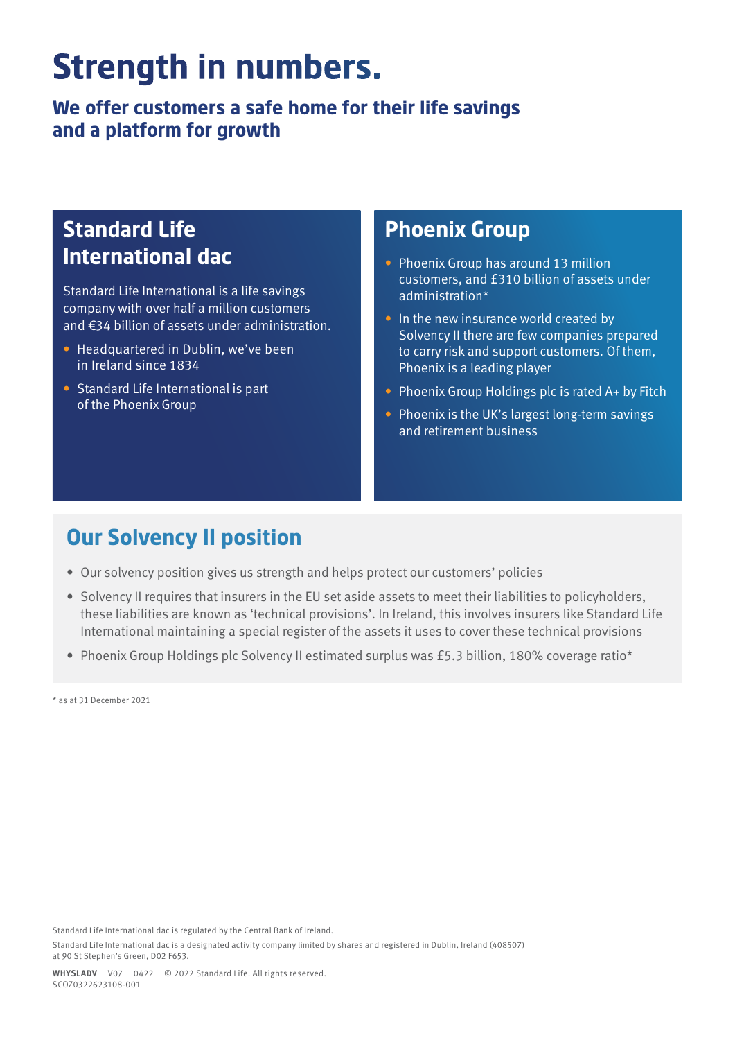# Strength in numbers.

## We offer customers a safe home for their life savings and a platform for growth

## Standard Life International dac

Standard Life International is a life savings company with over half a million customers and €34 billion of assets under administration.

- Headquartered in Dublin, we've been in Ireland since 1834
- Standard Life International is part of the Phoenix Group

## Phoenix Group

- Phoenix Group has around 13 million customers, and £310 billion of assets under administration*
- In the new insurance world created by Solvency II there are few companies prepared to carry risk and support customers. Of them, Phoenix is a leading player
- Phoenix Group Holdings plc is rated A+ by Fitch
- Phoenix is the UK's largest long-term savings and retirement business

## Our Solvency II position

- Our solvency position gives us strength and helps protect our customers' policies
- Solvency II requires that insurers in the EU set aside assets to meet their liabilities to policyholders, these liabilities are known as 'technical provisions'. In Ireland, this involves insurers like Standard Life International maintaining a special register of the assets it uses to cover these technical provisions
- Phoenix Group Holdings plc Solvency II estimated surplus was £5.3 billion, 180% coverage ratio*

* as at 31 December 2021

Standard Life International dac is regulated by the Central Bank of Ireland.

Standard Life International dac is a designated activity company limited by shares and registered in Dublin, Ireland (408507) at 90 St Stephen's Green, D02 F653.

**WHYSLADV** V07 0422 © 2022 Standard Life. All rights reserved.
SCOZ0322623108-001